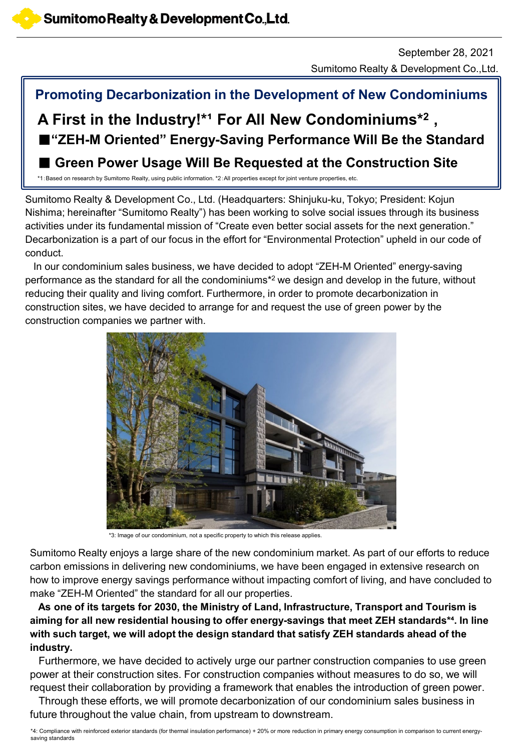September 28, 2021

Sumitomo Realty & Development Co.,Ltd.

## Promoting Decarbonization in the Development of New Condominiums

# A First in the Industry!*1 For All New Condominiums*2 ,

## ■"ZEH-M Oriented" Energy-Saving Performance Will Be the Standard

## ■ Green Power Usage Will Be Requested at the Construction Site

*1: Based on research by Sumitomo Realty, using public information. *2: All properties except for joint venture properties, etc.

Sumitomo Realty & Development Co., Ltd. (Headquarters: Shinjuku-ku, Tokyo; President: Kojun Nishima; hereinafter "Sumitomo Realty") has been working to solve social issues through its business activities under its fundamental mission of "Create even better social assets for the next generation." Decarbonization is a part of our focus in the effort for "Environmental Protection" upheld in our code of conduct.

In our condominium sales business, we have decided to adopt "ZEH-M Oriented" energy-saving performance as the standard for all the condominiums*2 we design and develop in the future, without reducing their quality and living comfort. Furthermore, in order to promote decarbonization in construction sites, we have decided to arrange for and request the use of green power by the construction companies we partner with.

*3: Image of our condominium, not a specific property to which this release applies.

Sumitomo Realty enjoys a large share of the new condominium market. As part of our efforts to reduce carbon emissions in delivering new condominiums, we have been engaged in extensive research on how to improve energy savings performance without impacting comfort of living, and have concluded to make "ZEH-M Oriented" the standard for all our properties.

**As one of its targets for 2030, the Ministry of Land, Infrastructure, Transport and Tourism is aiming for all new residential housing to offer energy-savings that meet ZEH standards*4. In line with such target, we will adopt the design standard that satisfy ZEH standards ahead of the industry.**

Furthermore, we have decided to actively urge our partner construction companies to use green power at their construction sites. For construction companies without measures to do so, we will request their collaboration by providing a framework that enables the introduction of green power.

Through these efforts, we will promote decarbonization of our condominium sales business in future throughout the value chain, from upstream to downstream.

*4: Compliance with reinforced exterior standards (for thermal insulation performance) + 20% or more reduction in primary energy consumption in comparison to current energy-saving standards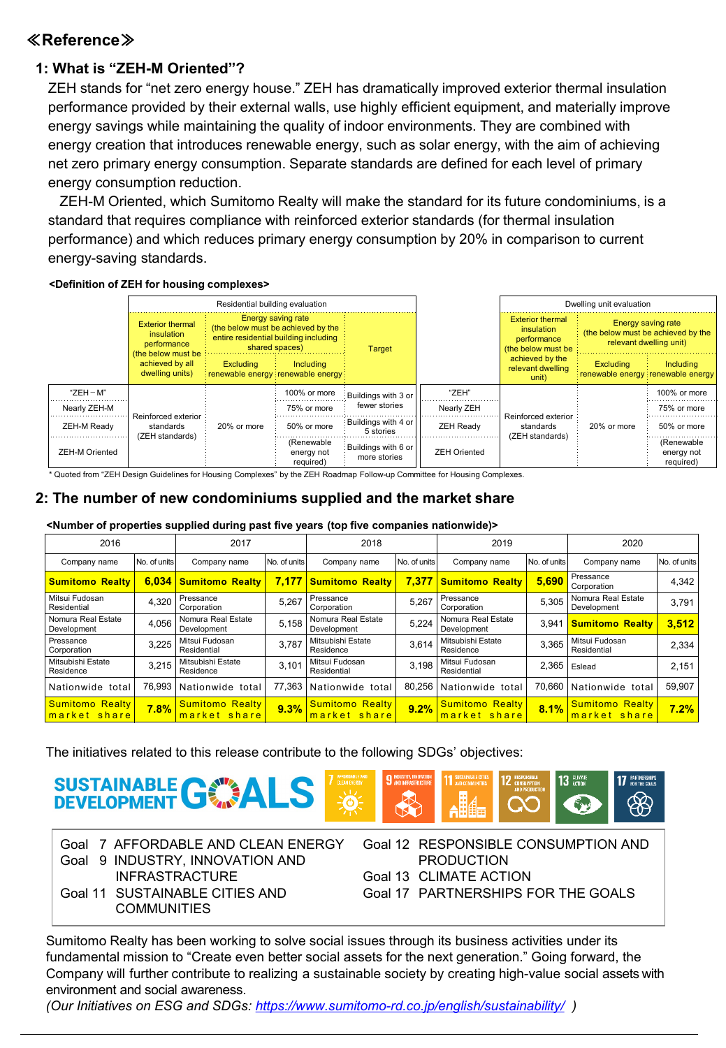# ≪Reference≫

## 1: What is "ZEH-M Oriented"?

ZEH stands for "net zero energy house." ZEH has dramatically improved exterior thermal insulation performance provided by their external walls, use highly efficient equipment, and materially improve energy savings while maintaining the quality of indoor environments. They are combined with energy creation that introduces renewable energy, such as solar energy, with the aim of achieving net zero primary energy consumption. Separate standards are defined for each level of primary energy consumption reduction.

ZEH-M Oriented, which Sumitomo Realty will make the standard for its future condominiums, is a standard that requires compliance with reinforced exterior standards (for thermal insulation performance) and which reduces primary energy consumption by 20% in comparison to current energy-saving standards.

**<Definition of ZEH for housing complexes>**

| | Residential building evaluation | | | | | Dwelling unit evaluation | | |
|---|---|---|---|---|---|---|---|---|
| | Exterior thermal insulation performance (the below must be achieved by all dwelling units) | Energy saving rate (the below must be achieved by the entire residential building including shared spaces) | | Target | | Exterior thermal insulation performance (the below must be achieved by the relevant dwelling unit) | Energy saving rate (the below must be achieved by the relevant dwelling unit) | |
| | | Excluding renewable energy | Including renewable energy | | | | Excluding renewable energy | Including renewable energy |
| "ZEH－M" | Reinforced exterior standards (ZEH standards) | 20% or more | 100% or more | Buildings with 3 or fewer stories | "ZEH" | Reinforced exterior standards (ZEH standards) | 20% or more | 100% or more |
| Nearly ZEH-M | | | 75% or more | | Nearly ZEH | | | 75% or more |
| ZEH-M Ready | | | 50% or more | Buildings with 4 or 5 stories | ZEH Ready | | | 50% or more |
| ZEH-M Oriented | | | (Renewable energy not required) | Buildings with 6 or more stories | ZEH Oriented | | | (Renewable energy not required) |

\* Quoted from "ZEH Design Guidelines for Housing Complexes" by the ZEH Roadmap Follow-up Committee for Housing Complexes.

## 2: The number of new condominiums supplied and the market share

**<Number of properties supplied during past five years (top five companies nationwide)>**

| 2016 | | 2017 | | 2018 | | 2019 | | 2020 | |
|---|---|---|---|---|---|---|---|---|---|
| Company name | No. of units | Company name | No. of units | Company name | No. of units | Company name | No. of units | Company name | No. of units |
| **Sumitomo Realty** | **6,034** | **Sumitomo Realty** | **7,177** | **Sumitomo Realty** | **7,377** | **Sumitomo Realty** | **5,690** | Pressance Corporation | 4,342 |
| Mitsui Fudosan Residential | 4,320 | Pressance Corporation | 5,267 | Pressance Corporation | 5,267 | Pressance Corporation | 5,305 | Nomura Real Estate Development | 3,791 |
| Nomura Real Estate Development | 4,056 | Nomura Real Estate Development | 5,158 | Nomura Real Estate Development | 5,224 | Nomura Real Estate Development | 3,941 | **Sumitomo Realty** | **3,512** |
| Pressance Corporation | 3,225 | Mitsui Fudosan Residential | 3,787 | Mitsubishi Estate Residence | 3,614 | Mitsubishi Estate Residence | 3,365 | Mitsui Fudosan Residential | 2,334 |
| Mitsubishi Estate Residence | 3,215 | Mitsubishi Estate Residence | 3,101 | Mitsui Fudosan Residential | 3,198 | Mitsui Fudosan Residential | 2,365 | Esload | 2,151 |
| Nationwide total | 76,993 | Nationwide total | 77,363 | Nationwide total | 80,256 | Nationwide total | 70,660 | Nationwide total | 59,907 |
| Sumitomo Realty market share | **7.8%** | Sumitomo Realty market share | **9.3%** | Sumitomo Realty market share | **9.2%** | Sumitomo Realty market share | **8.1%** | Sumitomo Realty market share | **7.2%** |

The initiatives related to this release contribute to the following SDGs' objectives:

SUSTAINABLE DEVELOPMENT GOALS

Goal 7 AFFORDABLE AND CLEAN ENERGY
Goal 9 INDUSTRY, INNOVATION AND INFRASTRUCTURE
Goal 11 SUSTAINABLE CITIES AND COMMUNITIES
Goal 12 RESPONSIBLE CONSUMPTION AND PRODUCTION
Goal 13 CLIMATE ACTION
Goal 17 PARTNERSHIPS FOR THE GOALS

Sumitomo Realty has been working to solve social issues through its business activities under its fundamental mission to "Create even better social assets for the next generation." Going forward, the Company will further contribute to realizing a sustainable society by creating high-value social assets with environment and social awareness.

*(Our Initiatives on ESG and SDGs: https://www.sumitomo-rd.co.jp/english/sustainability/ )*